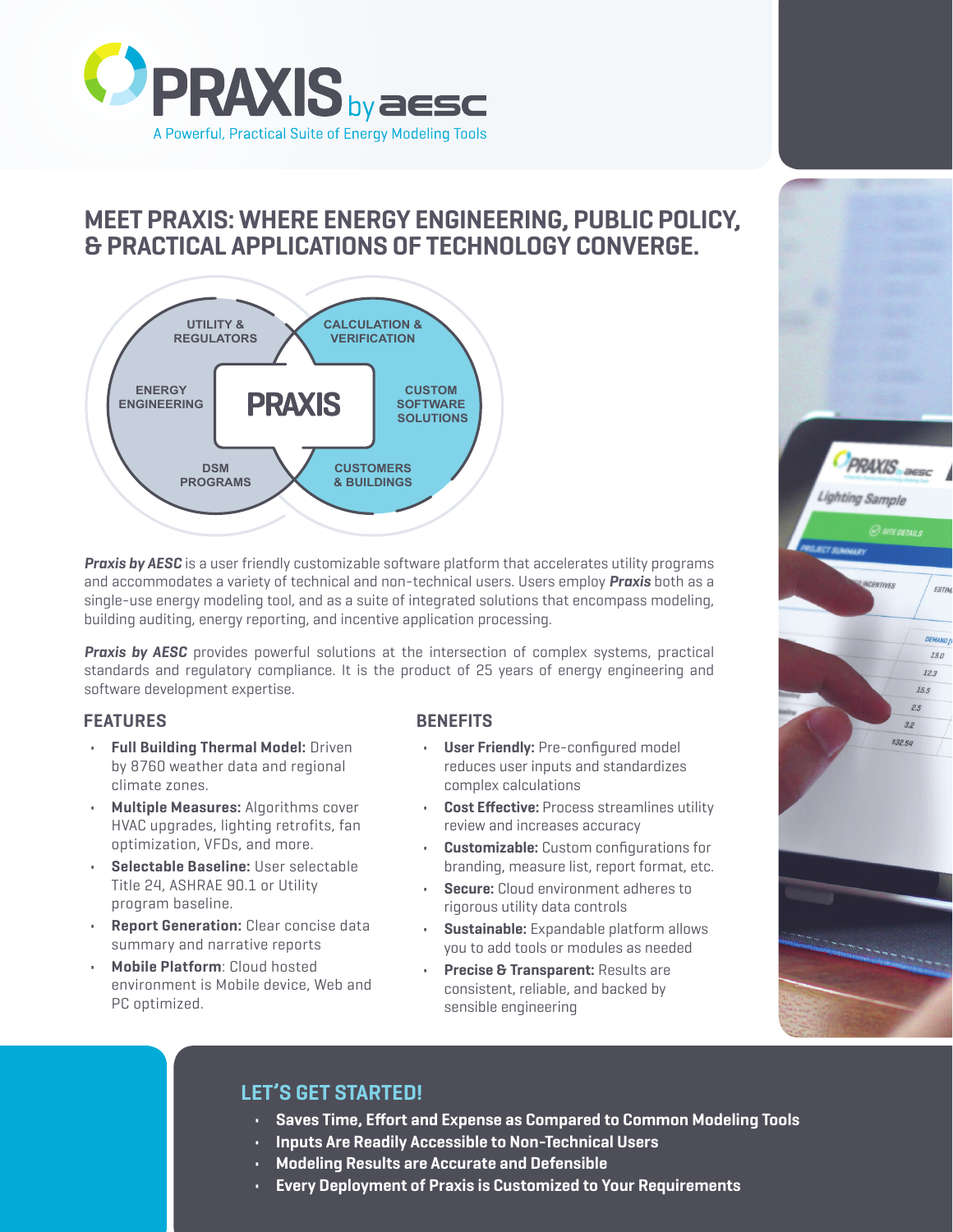# PRAXIS by aesc

A Powerful, Practical Suite of Energy Modeling Tools

## MEET PRAXIS: WHERE ENERGY ENGINEERING, PUBLIC POLICY, & PRACTICAL APPLICATIONS OF TECHNOLOGY CONVERGE.

UTILITY & REGULATORS

CALCULATION & VERIFICATION

ENERGY ENGINEERING

PRAXIS

CUSTOM SOFTWARE SOLUTIONS

DSM PROGRAMS

CUSTOMERS & BUILDINGS

***Praxis by AESC*** is a user friendly customizable software platform that accelerates utility programs and accommodates a variety of technical and non-technical users. Users employ ***Praxis*** both as a single-use energy modeling tool, and as a suite of integrated solutions that encompass modeling, building auditing, energy reporting, and incentive application processing.

***Praxis by AESC*** provides powerful solutions at the intersection of complex systems, practical standards and regulatory compliance. It is the product of 25 years of energy engineering and software development expertise.

### FEATURES

- **Full Building Thermal Model:** Driven by 8760 weather data and regional climate zones.
- **Multiple Measures:** Algorithms cover HVAC upgrades, lighting retrofits, fan optimization, VFDs, and more.
- **Selectable Baseline:** User selectable Title 24, ASHRAE 90.1 or Utility program baseline.
- **Report Generation:** Clear concise data summary and narrative reports
- **Mobile Platform**: Cloud hosted environment is Mobile device, Web and PC optimized.

### BENEFITS

- **User Friendly:** Pre-configured model reduces user inputs and standardizes complex calculations
- **Cost Effective:** Process streamlines utility review and increases accuracy
- **Customizable:** Custom configurations for branding, measure list, report format, etc.
- **Secure:** Cloud environment adheres to rigorous utility data controls
- **Sustainable:** Expandable platform allows you to add tools or modules as needed
- **Precise & Transparent:** Results are consistent, reliable, and backed by sensible engineering

## LET'S GET STARTED!

- **Saves Time, Effort and Expense as Compared to Common Modeling Tools**
- **Inputs Are Readily Accessible to Non-Technical Users**
- **Modeling Results are Accurate and Defensible**
- **Every Deployment of Praxis is Customized to Your Requirements**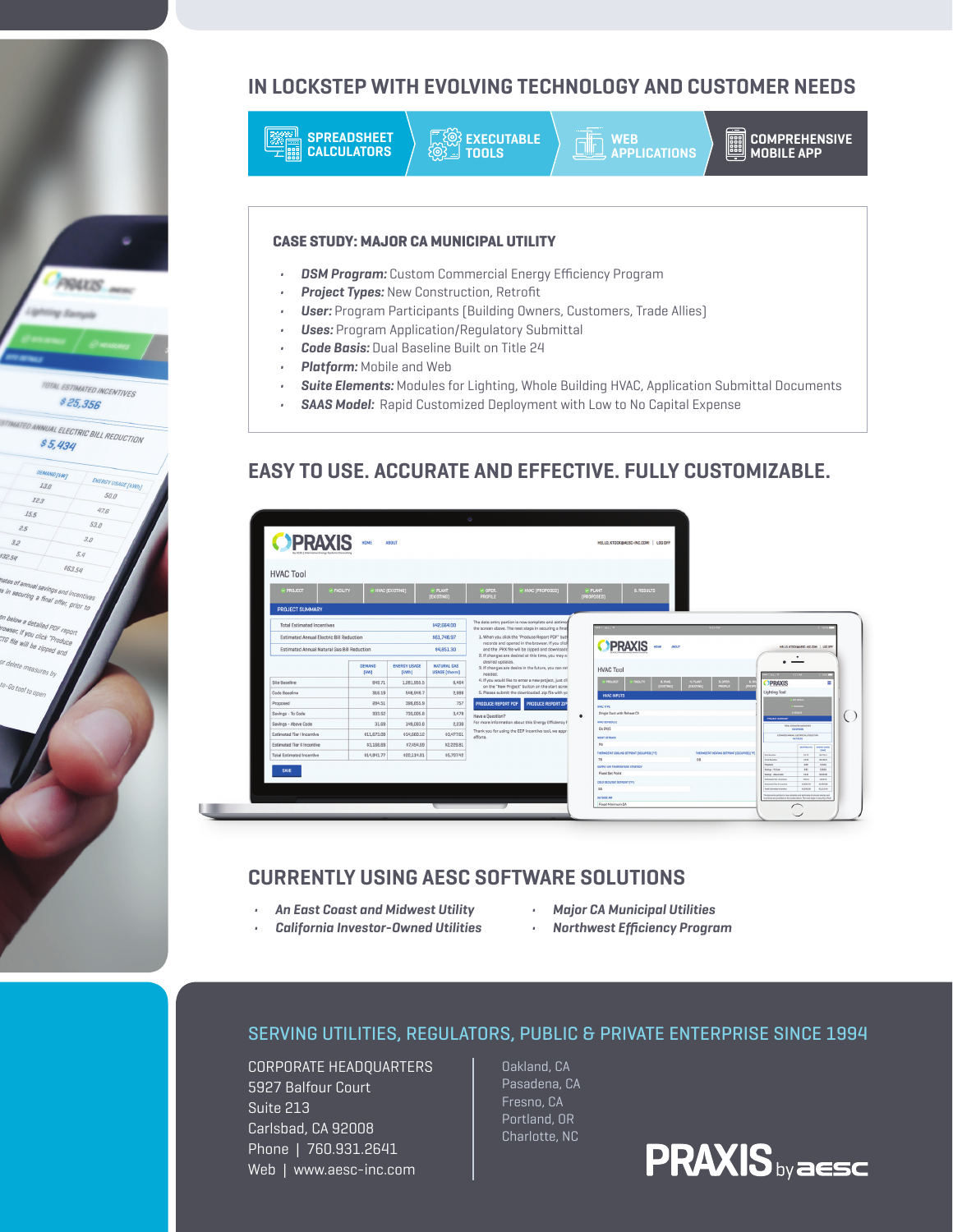## IN LOCKSTEP WITH EVOLVING TECHNOLOGY AND CUSTOMER NEEDS

SPREADSHEET CALCULATORS | EXECUTABLE TOOLS | WEB APPLICATIONS | COMPREHENSIVE MOBILE APP

### CASE STUDY: MAJOR CA MUNICIPAL UTILITY

- ***DSM Program:*** Custom Commercial Energy Efficiency Program
- ***Project Types:*** New Construction, Retrofit
- ***User:*** Program Participants (Building Owners, Customers, Trade Allies)
- ***Uses:*** Program Application/Regulatory Submittal
- ***Code Basis:*** Dual Baseline Built on Title 24
- ***Platform:*** Mobile and Web
- ***Suite Elements:*** Modules for Lighting, Whole Building HVAC, Application Submittal Documents
- ***SAAS Model:*** Rapid Customized Deployment with Low to No Capital Expense

## EASY TO USE. ACCURATE AND EFFECTIVE. FULLY CUSTOMIZABLE.

## CURRENTLY USING AESC SOFTWARE SOLUTIONS

- ***An East Coast and Midwest Utility***
- ***California Investor-Owned Utilities***
- ***Major CA Municipal Utilities***
- ***Northwest Efficiency Program***

## SERVING UTILITIES, REGULATORS, PUBLIC & PRIVATE ENTERPRISE SINCE 1994

CORPORATE HEADQUARTERS
5927 Balfour Court
Suite 213
Carlsbad, CA 92008
Phone | 760.931.2641
Web | www.aesc-inc.com

Oakland, CA
Pasadena, CA
Fresno, CA
Portland, OR
Charlotte, NC

PRAXIS by aesc